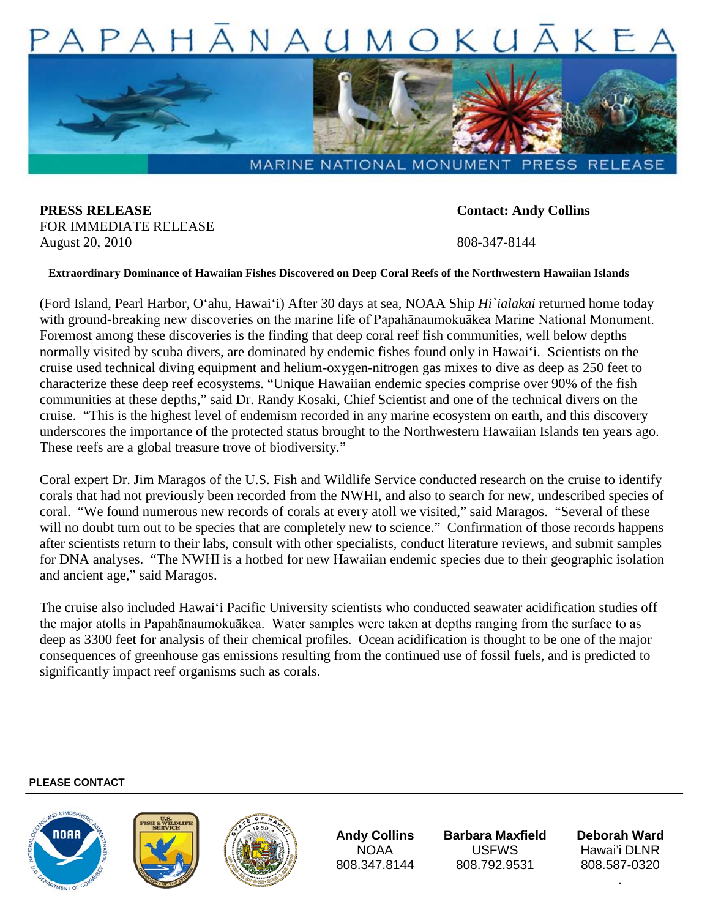# PAPAHĀNAUMOKUĀKEA

MARINE NATIONAL MONUMENT PRESS RELEASE

**PRESS RELEASE**
FOR IMMEDIATE RELEASE
August 20, 2010

**Contact: Andy Collins**
808-347-8144

**Extraordinary Dominance of Hawaiian Fishes Discovered on Deep Coral Reefs of the Northwestern Hawaiian Islands**

(Ford Island, Pearl Harbor, O'ahu, Hawai'i) After 30 days at sea, NOAA Ship *Hi`ialakai* returned home today with ground-breaking new discoveries on the marine life of Papahānaumokuākea Marine National Monument. Foremost among these discoveries is the finding that deep coral reef fish communities, well below depths normally visited by scuba divers, are dominated by endemic fishes found only in Hawai'i. Scientists on the cruise used technical diving equipment and helium-oxygen-nitrogen gas mixes to dive as deep as 250 feet to characterize these deep reef ecosystems. "Unique Hawaiian endemic species comprise over 90% of the fish communities at these depths," said Dr. Randy Kosaki, Chief Scientist and one of the technical divers on the cruise. "This is the highest level of endemism recorded in any marine ecosystem on earth, and this discovery underscores the importance of the protected status brought to the Northwestern Hawaiian Islands ten years ago. These reefs are a global treasure trove of biodiversity."

Coral expert Dr. Jim Maragos of the U.S. Fish and Wildlife Service conducted research on the cruise to identify corals that had not previously been recorded from the NWHI, and also to search for new, undescribed species of coral. "We found numerous new records of corals at every atoll we visited," said Maragos. "Several of these will no doubt turn out to be species that are completely new to science." Confirmation of those records happens after scientists return to their labs, consult with other specialists, conduct literature reviews, and submit samples for DNA analyses. "The NWHI is a hotbed for new Hawaiian endemic species due to their geographic isolation and ancient age," said Maragos.

The cruise also included Hawai'i Pacific University scientists who conducted seawater acidification studies off the major atolls in Papahānaumokuākea. Water samples were taken at depths ranging from the surface to as deep as 3300 feet for analysis of their chemical profiles. Ocean acidification is thought to be one of the major consequences of greenhouse gas emissions resulting from the continued use of fossil fuels, and is predicted to significantly impact reef organisms such as corals.

**PLEASE CONTACT**

| **Andy Collins** | **Barbara Maxfield** | **Deborah Ward** |
|---|---|---|
| NOAA | USFWS | Hawai'i DLNR |
| 808.347.8144 | 808.792.9531 | 808.587-0320 |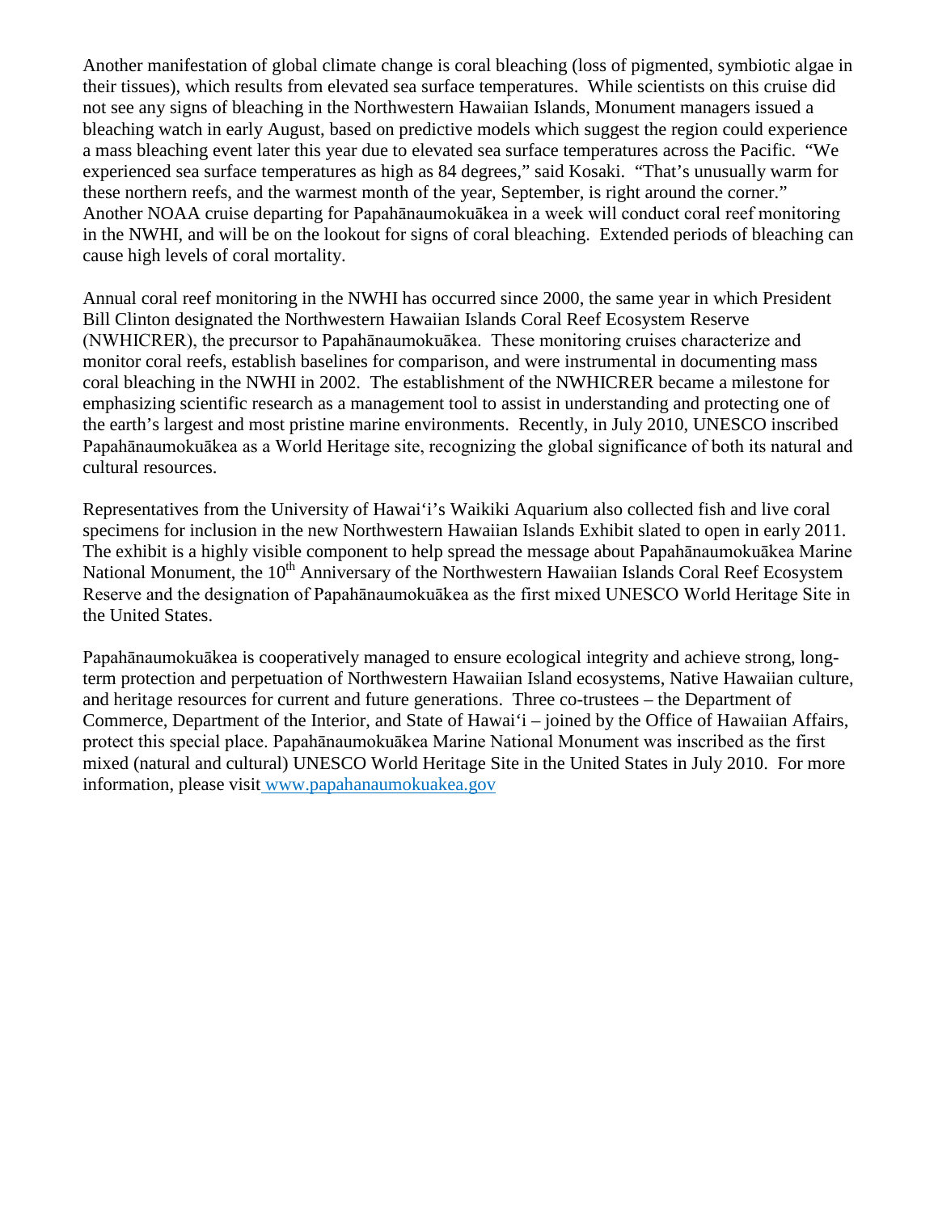Another manifestation of global climate change is coral bleaching (loss of pigmented, symbiotic algae in their tissues), which results from elevated sea surface temperatures. While scientists on this cruise did not see any signs of bleaching in the Northwestern Hawaiian Islands, Monument managers issued a bleaching watch in early August, based on predictive models which suggest the region could experience a mass bleaching event later this year due to elevated sea surface temperatures across the Pacific. "We experienced sea surface temperatures as high as 84 degrees," said Kosaki. "That's unusually warm for these northern reefs, and the warmest month of the year, September, is right around the corner." Another NOAA cruise departing for Papahānaumokuākea in a week will conduct coral reef monitoring in the NWHI, and will be on the lookout for signs of coral bleaching. Extended periods of bleaching can cause high levels of coral mortality.

Annual coral reef monitoring in the NWHI has occurred since 2000, the same year in which President Bill Clinton designated the Northwestern Hawaiian Islands Coral Reef Ecosystem Reserve (NWHICRER), the precursor to Papahānaumokuākea. These monitoring cruises characterize and monitor coral reefs, establish baselines for comparison, and were instrumental in documenting mass coral bleaching in the NWHI in 2002. The establishment of the NWHICRER became a milestone for emphasizing scientific research as a management tool to assist in understanding and protecting one of the earth's largest and most pristine marine environments. Recently, in July 2010, UNESCO inscribed Papahānaumokuākea as a World Heritage site, recognizing the global significance of both its natural and cultural resources.

Representatives from the University of Hawai'i's Waikiki Aquarium also collected fish and live coral specimens for inclusion in the new Northwestern Hawaiian Islands Exhibit slated to open in early 2011. The exhibit is a highly visible component to help spread the message about Papahānaumokuākea Marine National Monument, the 10th Anniversary of the Northwestern Hawaiian Islands Coral Reef Ecosystem Reserve and the designation of Papahānaumokuākea as the first mixed UNESCO World Heritage Site in the United States.

Papahānaumokuākea is cooperatively managed to ensure ecological integrity and achieve strong, long-term protection and perpetuation of Northwestern Hawaiian Island ecosystems, Native Hawaiian culture, and heritage resources for current and future generations. Three co-trustees – the Department of Commerce, Department of the Interior, and State of Hawai'i – joined by the Office of Hawaiian Affairs, protect this special place. Papahānaumokuākea Marine National Monument was inscribed as the first mixed (natural and cultural) UNESCO World Heritage Site in the United States in July 2010. For more information, please visit [www.papahanaumokuakea.gov](http://www.papahanaumokuakea.gov)